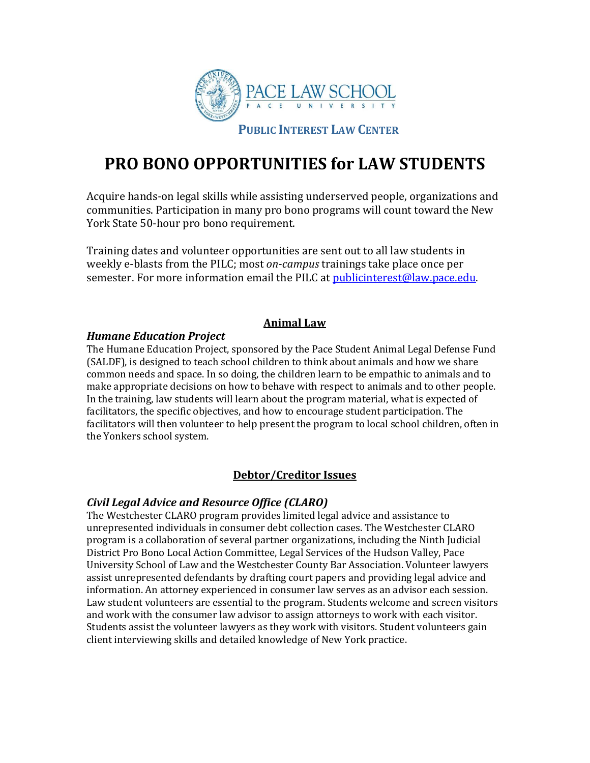PACE LAW SCHOOL
PACE UNIVERSITY

**PUBLIC INTEREST LAW CENTER**

# PRO BONO OPPORTUNITIES for LAW STUDENTS

Acquire hands-on legal skills while assisting underserved people, organizations and communities. Participation in many pro bono programs will count toward the New York State 50-hour pro bono requirement.

Training dates and volunteer opportunities are sent out to all law students in weekly e-blasts from the PILC; most *on-campus* trainings take place once per semester. For more information email the PILC at publicinterest@law.pace.edu.

## Animal Law

### *Humane Education Project*

The Humane Education Project, sponsored by the Pace Student Animal Legal Defense Fund (SALDF), is designed to teach school children to think about animals and how we share common needs and space. In so doing, the children learn to be empathic to animals and to make appropriate decisions on how to behave with respect to animals and to other people. In the training, law students will learn about the program material, what is expected of facilitators, the specific objectives, and how to encourage student participation. The facilitators will then volunteer to help present the program to local school children, often in the Yonkers school system.

## Debtor/Creditor Issues

### *Civil Legal Advice and Resource Office (CLARO)*

The Westchester CLARO program provides limited legal advice and assistance to unrepresented individuals in consumer debt collection cases. The Westchester CLARO program is a collaboration of several partner organizations, including the Ninth Judicial District Pro Bono Local Action Committee, Legal Services of the Hudson Valley, Pace University School of Law and the Westchester County Bar Association. Volunteer lawyers assist unrepresented defendants by drafting court papers and providing legal advice and information. An attorney experienced in consumer law serves as an advisor each session. Law student volunteers are essential to the program. Students welcome and screen visitors and work with the consumer law advisor to assign attorneys to work with each visitor. Students assist the volunteer lawyers as they work with visitors. Student volunteers gain client interviewing skills and detailed knowledge of New York practice.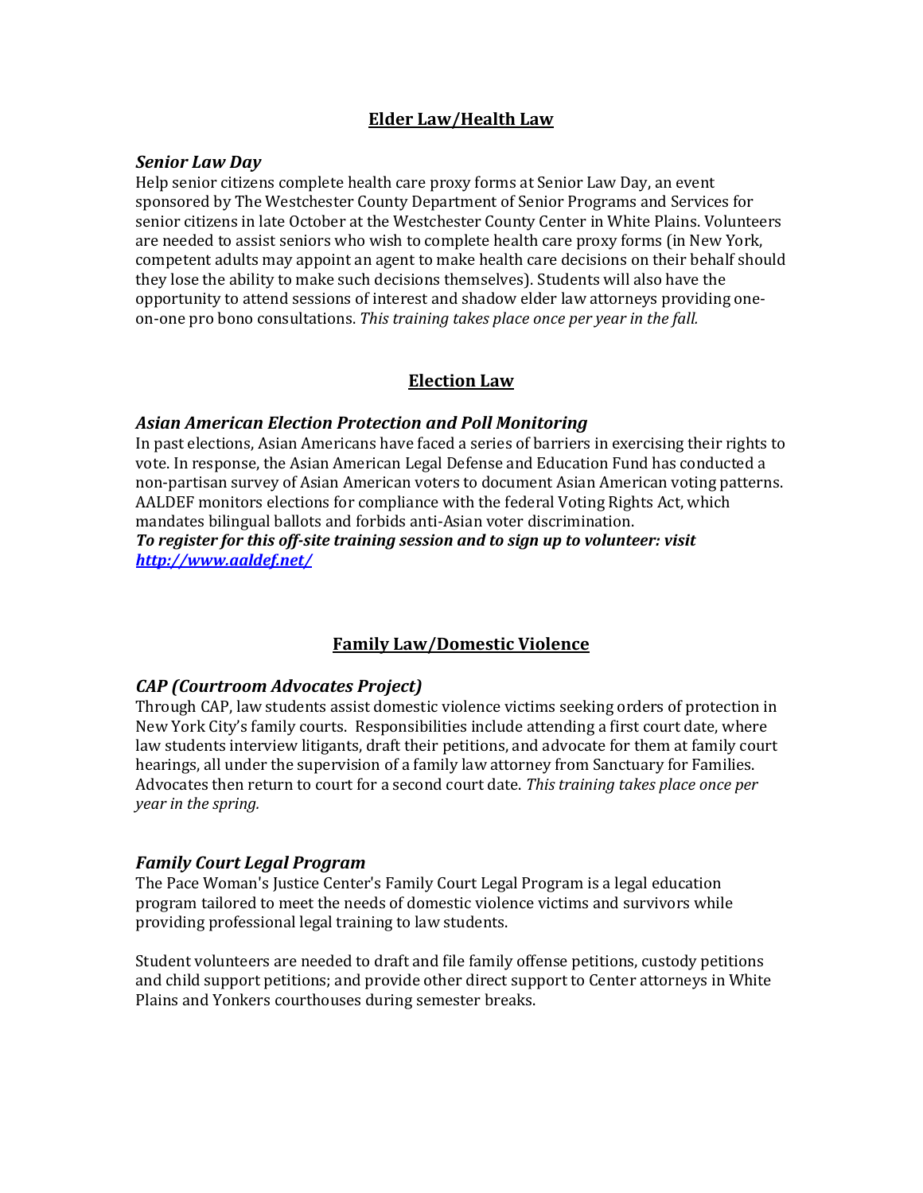## Elder Law/Health Law

### *Senior Law Day*

Help senior citizens complete health care proxy forms at Senior Law Day, an event sponsored by The Westchester County Department of Senior Programs and Services for senior citizens in late October at the Westchester County Center in White Plains. Volunteers are needed to assist seniors who wish to complete health care proxy forms (in New York, competent adults may appoint an agent to make health care decisions on their behalf should they lose the ability to make such decisions themselves). Students will also have the opportunity to attend sessions of interest and shadow elder law attorneys providing one-on-one pro bono consultations. *This training takes place once per year in the fall.*

## Election Law

### *Asian American Election Protection and Poll Monitoring*

In past elections, Asian Americans have faced a series of barriers in exercising their rights to vote. In response, the Asian American Legal Defense and Education Fund has conducted a non-partisan survey of Asian American voters to document Asian American voting patterns. AALDEF monitors elections for compliance with the federal Voting Rights Act, which mandates bilingual ballots and forbids anti-Asian voter discrimination.

***To register for this off-site training session and to sign up to volunteer: visit [http://www.aaldef.net/](http://www.aaldef.net/)***

## Family Law/Domestic Violence

### *CAP (Courtroom Advocates Project)*

Through CAP, law students assist domestic violence victims seeking orders of protection in New York City's family courts. Responsibilities include attending a first court date, where law students interview litigants, draft their petitions, and advocate for them at family court hearings, all under the supervision of a family law attorney from Sanctuary for Families. Advocates then return to court for a second court date. *This training takes place once per year in the spring.*

### *Family Court Legal Program*

The Pace Woman's Justice Center's Family Court Legal Program is a legal education program tailored to meet the needs of domestic violence victims and survivors while providing professional legal training to law students.

Student volunteers are needed to draft and file family offense petitions, custody petitions and child support petitions; and provide other direct support to Center attorneys in White Plains and Yonkers courthouses during semester breaks.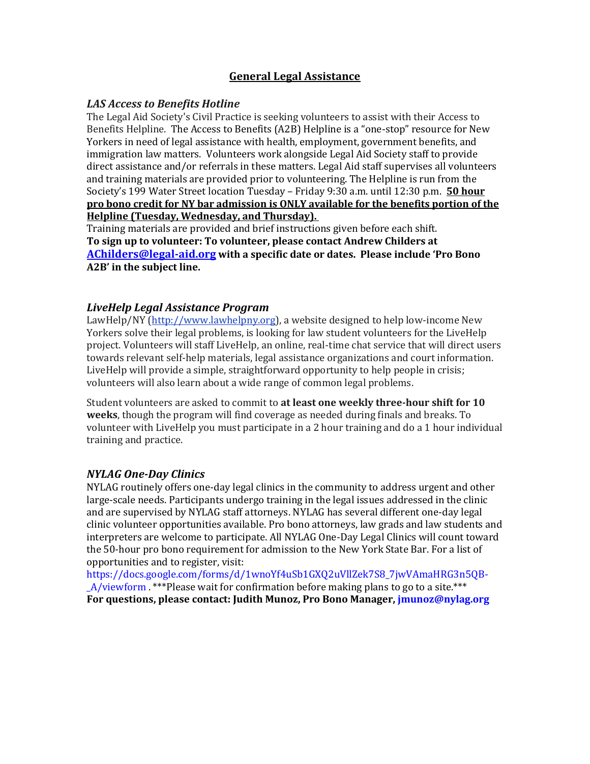## General Legal Assistance

### *LAS Access to Benefits Hotline*

The Legal Aid Society's Civil Practice is seeking volunteers to assist with their Access to Benefits Helpline. The Access to Benefits (A2B) Helpline is a "one-stop" resource for New Yorkers in need of legal assistance with health, employment, government benefits, and immigration law matters. Volunteers work alongside Legal Aid Society staff to provide direct assistance and/or referrals in these matters. Legal Aid staff supervises all volunteers and training materials are provided prior to volunteering. The Helpline is run from the Society's 199 Water Street location Tuesday – Friday 9:30 a.m. until 12:30 p.m. **50 hour pro bono credit for NY bar admission is ONLY available for the benefits portion of the Helpline (Tuesday, Wednesday, and Thursday).**

Training materials are provided and brief instructions given before each shift.

**To sign up to volunteer: To volunteer, please contact Andrew Childers at [AChilders@legal-aid.org](mailto:AChilders@legal-aid.org) with a specific date or dates. Please include 'Pro Bono A2B' in the subject line.**

### *LiveHelp Legal Assistance Program*

LawHelp/NY ([http://www.lawhelpny.org](http://www.lawhelpny.org)), a website designed to help low-income New Yorkers solve their legal problems, is looking for law student volunteers for the LiveHelp project. Volunteers will staff LiveHelp, an online, real-time chat service that will direct users towards relevant self-help materials, legal assistance organizations and court information. LiveHelp will provide a simple, straightforward opportunity to help people in crisis; volunteers will also learn about a wide range of common legal problems.

Student volunteers are asked to commit to **at least one weekly three-hour shift for 10 weeks**, though the program will find coverage as needed during finals and breaks. To volunteer with LiveHelp you must participate in a 2 hour training and do a 1 hour individual training and practice.

### *NYLAG One-Day Clinics*

NYLAG routinely offers one-day legal clinics in the community to address urgent and other large-scale needs. Participants undergo training in the legal issues addressed in the clinic and are supervised by NYLAG staff attorneys. NYLAG has several different one-day legal clinic volunteer opportunities available. Pro bono attorneys, law grads and law students and interpreters are welcome to participate. All NYLAG One-Day Legal Clinics will count toward the 50-hour pro bono requirement for admission to the New York State Bar. For a list of opportunities and to register, visit: https://docs.google.com/forms/d/1wnoYf4uSb1GXQ2uVllZek7S8_7jwVAmaHRG3n5QB-_A/viewform . ***Please wait for confirmation before making plans to go to a site.***

**For questions, please contact: Judith Munoz, Pro Bono Manager, jmunoz@nylag.org**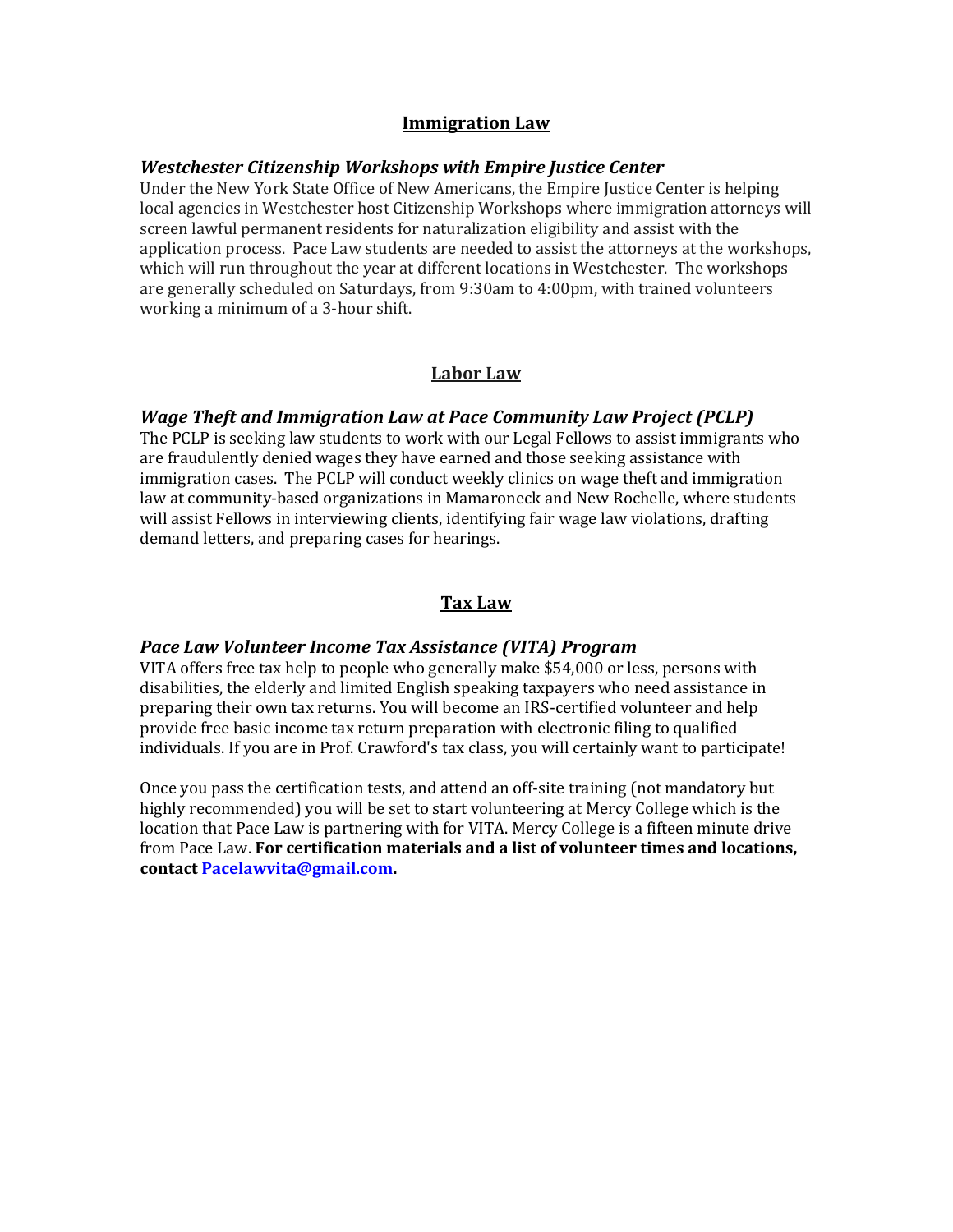## Immigration Law

### *Westchester Citizenship Workshops with Empire Justice Center*

Under the New York State Office of New Americans, the Empire Justice Center is helping local agencies in Westchester host Citizenship Workshops where immigration attorneys will screen lawful permanent residents for naturalization eligibility and assist with the application process. Pace Law students are needed to assist the attorneys at the workshops, which will run throughout the year at different locations in Westchester. The workshops are generally scheduled on Saturdays, from 9:30am to 4:00pm, with trained volunteers working a minimum of a 3-hour shift.

## Labor Law

### *Wage Theft and Immigration Law at Pace Community Law Project (PCLP)*

The PCLP is seeking law students to work with our Legal Fellows to assist immigrants who are fraudulently denied wages they have earned and those seeking assistance with immigration cases. The PCLP will conduct weekly clinics on wage theft and immigration law at community-based organizations in Mamaroneck and New Rochelle, where students will assist Fellows in interviewing clients, identifying fair wage law violations, drafting demand letters, and preparing cases for hearings.

## Tax Law

### *Pace Law Volunteer Income Tax Assistance (VITA) Program*

VITA offers free tax help to people who generally make $54,000 or less, persons with disabilities, the elderly and limited English speaking taxpayers who need assistance in preparing their own tax returns. You will become an IRS-certified volunteer and help provide free basic income tax return preparation with electronic filing to qualified individuals. If you are in Prof. Crawford's tax class, you will certainly want to participate!

Once you pass the certification tests, and attend an off-site training (not mandatory but highly recommended) you will be set to start volunteering at Mercy College which is the location that Pace Law is partnering with for VITA. Mercy College is a fifteen minute drive from Pace Law. **For certification materials and a list of volunteer times and locations, contact [Pacelawvita@gmail.com](mailto:Pacelawvita@gmail.com).**